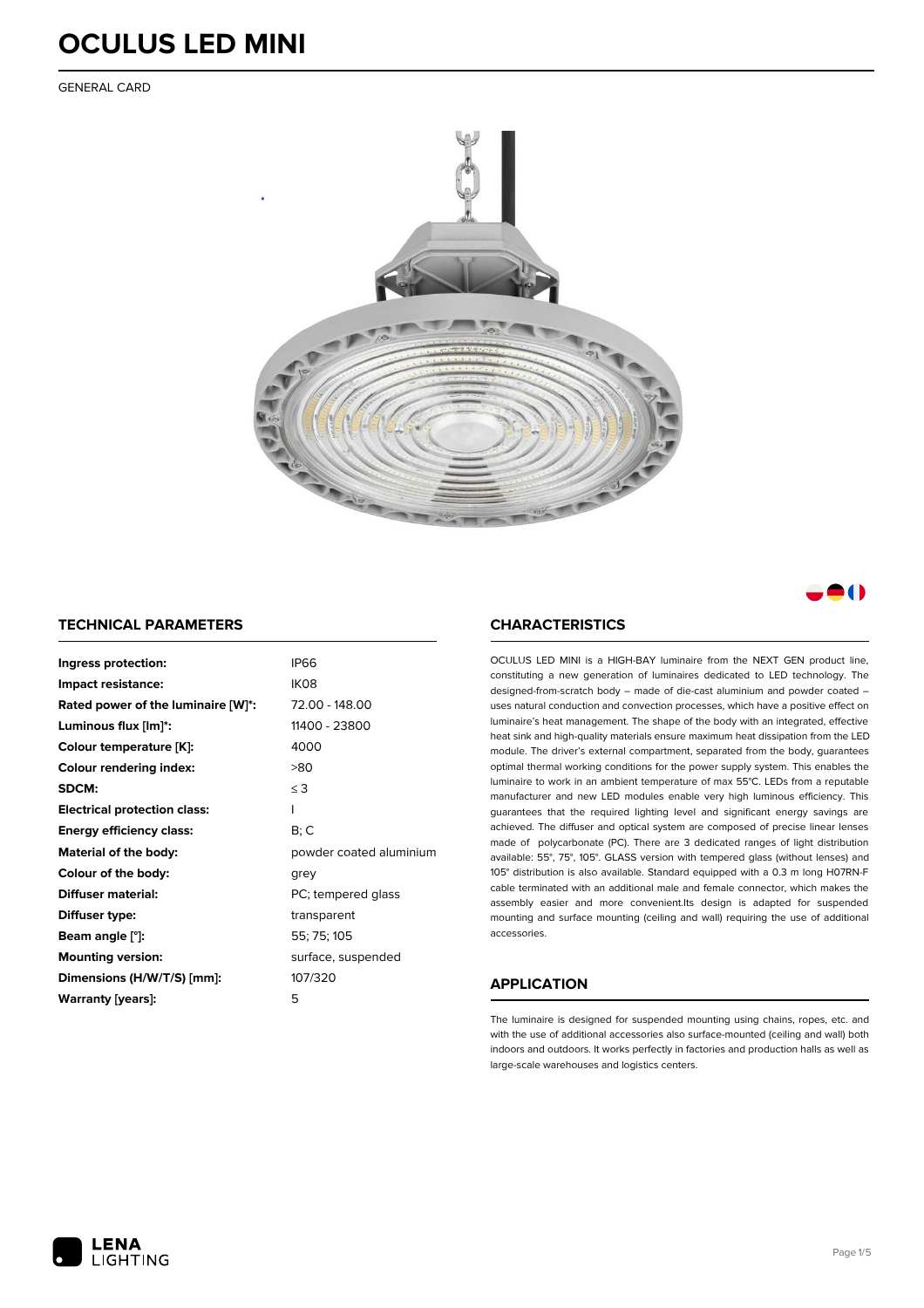# OCULUS LED MINI

GENERAL CARD

## TECHNICAL PARAMETERS

| | |
|---|---|
| **Ingress protection:** | IP66 |
| **Impact resistance:** | IK08 |
| **Rated power of the luminaire [W]*:** | 72.00 - 148.00 |
| **Luminous flux [lm]*:** | 11400 - 23800 |
| **Colour temperature [K]:** | 4000 |
| **Colour rendering index:** | >80 |
| **SDCM:** | ≤ 3 |
| **Electrical protection class:** | I |
| **Energy efficiency class:** | B; C |
| **Material of the body:** | powder coated aluminium |
| **Colour of the body:** | grey |
| **Diffuser material:** | PC; tempered glass |
| **Diffuser type:** | transparent |
| **Beam angle [°]:** | 55; 75; 105 |
| **Mounting version:** | surface, suspended |
| **Dimensions (H/W/T/S) [mm]:** | 107/320 |
| **Warranty [years]:** | 5 |

## CHARACTERISTICS

OCULUS LED MINI is a HIGH-BAY luminaire from the NEXT GEN product line, constituting a new generation of luminaires dedicated to LED technology. The designed-from-scratch body – made of die-cast aluminium and powder coated – uses natural conduction and convection processes, which have a positive effect on luminaire's heat management. The shape of the body with an integrated, effective heat sink and high-quality materials ensure maximum heat dissipation from the LED module. The driver's external compartment, separated from the body, guarantees optimal thermal working conditions for the power supply system. This enables the luminaire to work in an ambient temperature of max 55°C. LEDs from a reputable manufacturer and new LED modules enable very high luminous efficiency. This guarantees that the required lighting level and significant energy savings are achieved. The diffuser and optical system are composed of precise linear lenses made of polycarbonate (PC). There are 3 dedicated ranges of light distribution available: 55°, 75°, 105°. GLASS version with tempered glass (without lenses) and 105° distribution is also available. Standard equipped with a 0.3 m long H07RN-F cable terminated with an additional male and female connector, which makes the assembly easier and more convenient.Its design is adapted for suspended mounting and surface mounting (ceiling and wall) requiring the use of additional accessories.

## APPLICATION

The luminaire is designed for suspended mounting using chains, ropes, etc. and with the use of additional accessories also surface-mounted (ceiling and wall) both indoors and outdoors. It works perfectly in factories and production halls as well as large-scale warehouses and logistics centers.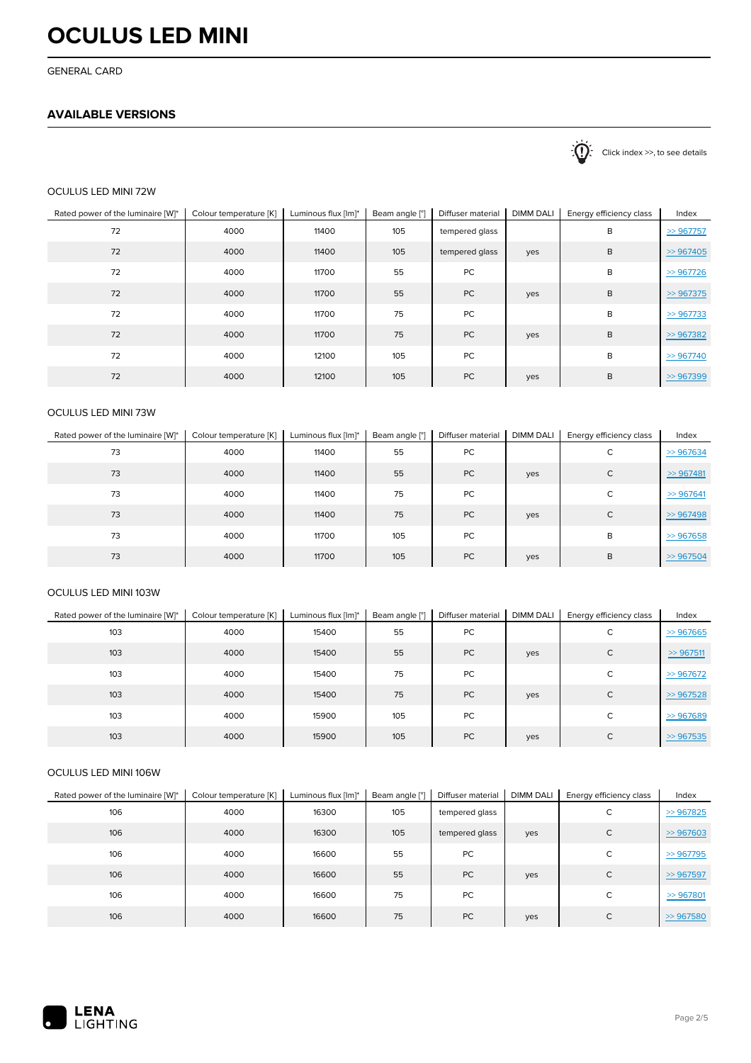# OCULUS LED MINI

GENERAL CARD

## AVAILABLE VERSIONS

Click index >>, to see details

OCULUS LED MINI 72W

| Rated power of the luminaire [W]* | Colour temperature [K] | Luminous flux [lm]* | Beam angle [°] | Diffuser material | DIMM DALI | Energy efficiency class | Index |
|---|---|---|---|---|---|---|---|
| 72 | 4000 | 11400 | 105 | tempered glass | | B | >> 967757 |
| 72 | 4000 | 11400 | 105 | tempered glass | yes | B | >> 967405 |
| 72 | 4000 | 11700 | 55 | PC | | B | >> 967726 |
| 72 | 4000 | 11700 | 55 | PC | yes | B | >> 967375 |
| 72 | 4000 | 11700 | 75 | PC | | B | >> 967733 |
| 72 | 4000 | 11700 | 75 | PC | yes | B | >> 967382 |
| 72 | 4000 | 12100 | 105 | PC | | B | >> 967740 |
| 72 | 4000 | 12100 | 105 | PC | yes | B | >> 967399 |

OCULUS LED MINI 73W

| Rated power of the luminaire [W]* | Colour temperature [K] | Luminous flux [lm]* | Beam angle [°] | Diffuser material | DIMM DALI | Energy efficiency class | Index |
|---|---|---|---|---|---|---|---|
| 73 | 4000 | 11400 | 55 | PC | | C | >> 967634 |
| 73 | 4000 | 11400 | 55 | PC | yes | C | >> 967481 |
| 73 | 4000 | 11400 | 75 | PC | | C | >> 967641 |
| 73 | 4000 | 11400 | 75 | PC | yes | C | >> 967498 |
| 73 | 4000 | 11700 | 105 | PC | | B | >> 967658 |
| 73 | 4000 | 11700 | 105 | PC | yes | B | >> 967504 |

OCULUS LED MINI 103W

| Rated power of the luminaire [W]* | Colour temperature [K] | Luminous flux [lm]* | Beam angle [°] | Diffuser material | DIMM DALI | Energy efficiency class | Index |
|---|---|---|---|---|---|---|---|
| 103 | 4000 | 15400 | 55 | PC | | C | >> 967665 |
| 103 | 4000 | 15400 | 55 | PC | yes | C | >> 967511 |
| 103 | 4000 | 15400 | 75 | PC | | C | >> 967672 |
| 103 | 4000 | 15400 | 75 | PC | yes | C | >> 967528 |
| 103 | 4000 | 15900 | 105 | PC | | C | >> 967689 |
| 103 | 4000 | 15900 | 105 | PC | yes | C | >> 967535 |

OCULUS LED MINI 106W

| Rated power of the luminaire [W]* | Colour temperature [K] | Luminous flux [lm]* | Beam angle [°] | Diffuser material | DIMM DALI | Energy efficiency class | Index |
|---|---|---|---|---|---|---|---|
| 106 | 4000 | 16300 | 105 | tempered glass | | C | >> 967825 |
| 106 | 4000 | 16300 | 105 | tempered glass | yes | C | >> 967603 |
| 106 | 4000 | 16600 | 55 | PC | | C | >> 967795 |
| 106 | 4000 | 16600 | 55 | PC | yes | C | >> 967597 |
| 106 | 4000 | 16600 | 75 | PC | | C | >> 967801 |
| 106 | 4000 | 16600 | 75 | PC | yes | C | >> 967580 |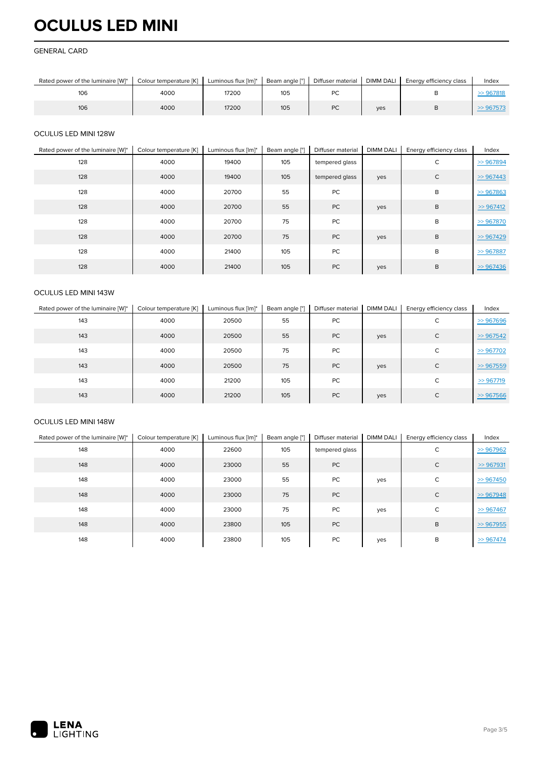# OCULUS LED MINI

GENERAL CARD

| Rated power of the luminaire [W]* | Colour temperature [K] | Luminous flux [lm]* | Beam angle [°] | Diffuser material | DIMM DALI | Energy efficiency class | Index |
|---|---|---|---|---|---|---|---|
| 106 | 4000 | 17200 | 105 | PC | | B | >> 967818 |
| 106 | 4000 | 17200 | 105 | PC | yes | B | >> 967573 |

OCULUS LED MINI 128W

| Rated power of the luminaire [W]* | Colour temperature [K] | Luminous flux [lm]* | Beam angle [°] | Diffuser material | DIMM DALI | Energy efficiency class | Index |
|---|---|---|---|---|---|---|---|
| 128 | 4000 | 19400 | 105 | tempered glass | | C | >> 967894 |
| 128 | 4000 | 19400 | 105 | tempered glass | yes | C | >> 967443 |
| 128 | 4000 | 20700 | 55 | PC | | B | >> 967863 |
| 128 | 4000 | 20700 | 55 | PC | yes | B | >> 967412 |
| 128 | 4000 | 20700 | 75 | PC | | B | >> 967870 |
| 128 | 4000 | 20700 | 75 | PC | yes | B | >> 967429 |
| 128 | 4000 | 21400 | 105 | PC | | B | >> 967887 |
| 128 | 4000 | 21400 | 105 | PC | yes | B | >> 967436 |

OCULUS LED MINI 143W

| Rated power of the luminaire [W]* | Colour temperature [K] | Luminous flux [lm]* | Beam angle [°] | Diffuser material | DIMM DALI | Energy efficiency class | Index |
|---|---|---|---|---|---|---|---|
| 143 | 4000 | 20500 | 55 | PC | | C | >> 967696 |
| 143 | 4000 | 20500 | 55 | PC | yes | C | >> 967542 |
| 143 | 4000 | 20500 | 75 | PC | | C | >> 967702 |
| 143 | 4000 | 20500 | 75 | PC | yes | C | >> 967559 |
| 143 | 4000 | 21200 | 105 | PC | | C | >> 967719 |
| 143 | 4000 | 21200 | 105 | PC | yes | C | >> 967566 |

OCULUS LED MINI 148W

| Rated power of the luminaire [W]* | Colour temperature [K] | Luminous flux [lm]* | Beam angle [°] | Diffuser material | DIMM DALI | Energy efficiency class | Index |
|---|---|---|---|---|---|---|---|
| 148 | 4000 | 22600 | 105 | tempered glass | | C | >> 967962 |
| 148 | 4000 | 23000 | 55 | PC | | C | >> 967931 |
| 148 | 4000 | 23000 | 55 | PC | yes | C | >> 967450 |
| 148 | 4000 | 23000 | 75 | PC | | C | >> 967948 |
| 148 | 4000 | 23000 | 75 | PC | yes | C | >> 967467 |
| 148 | 4000 | 23800 | 105 | PC | | B | >> 967955 |
| 148 | 4000 | 23800 | 105 | PC | yes | B | >> 967474 |

LENA LIGHTING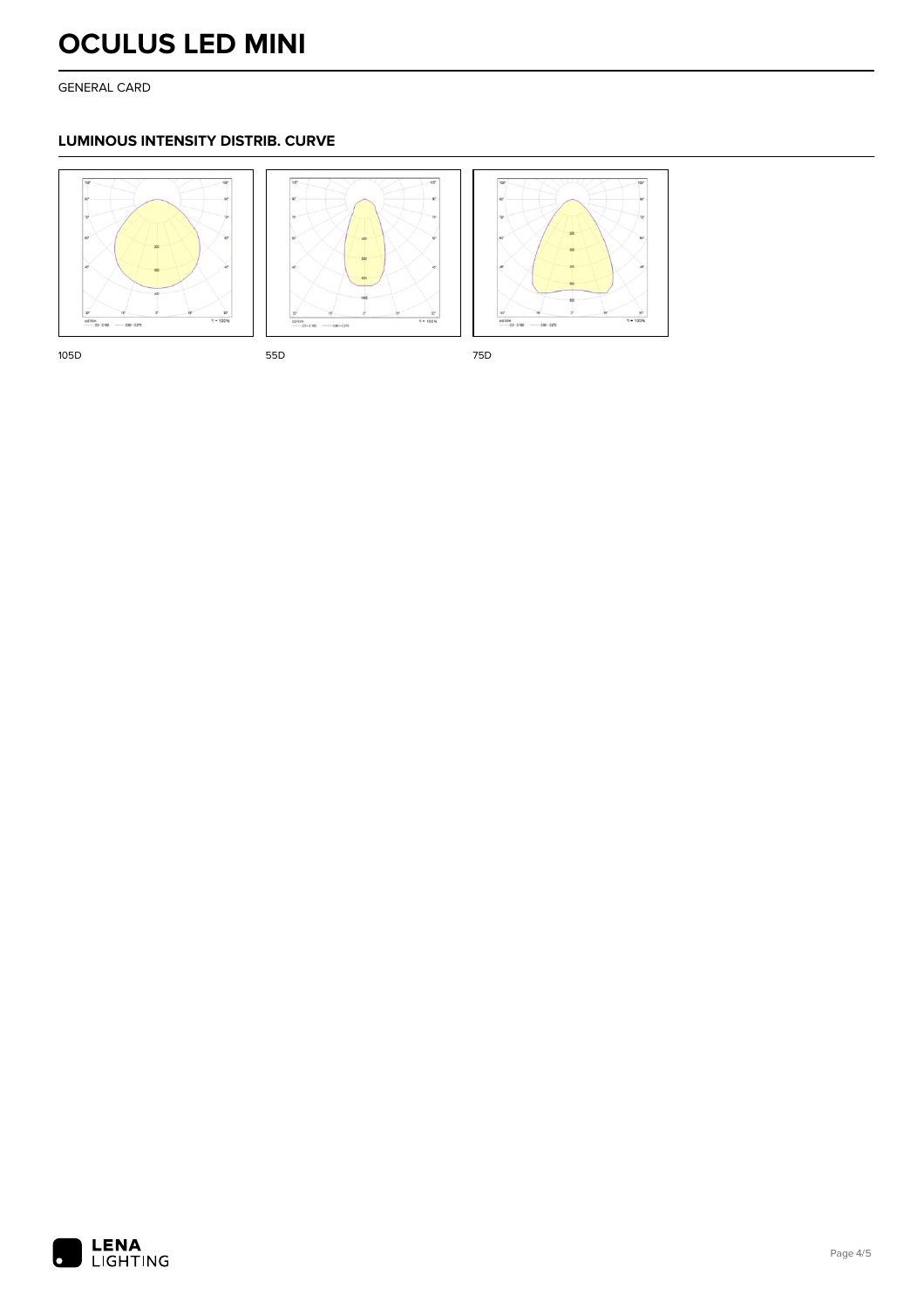# OCULUS LED MINI

GENERAL CARD

## LUMINOUS INTENSITY DISTRIB. CURVE

105D

55D

75D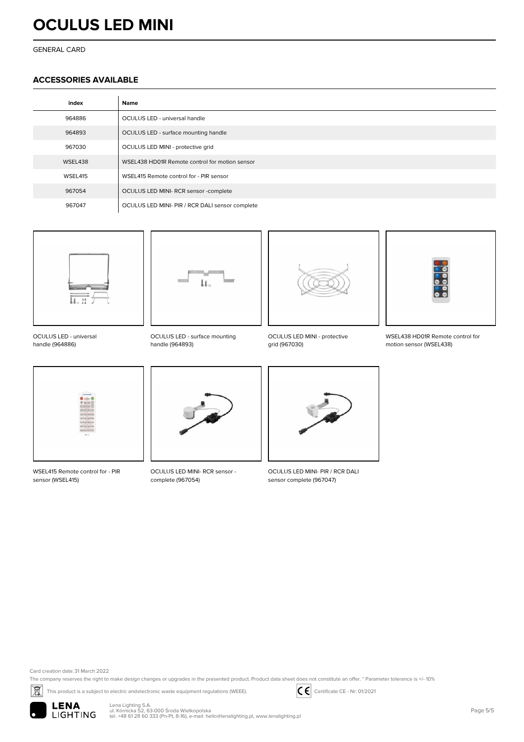# OCULUS LED MINI

GENERAL CARD

## ACCESSORIES AVAILABLE

| index | Name |
|---|---|
| 964886 | OCULUS LED - universal handle |
| 964893 | OCULUS LED - surface mounting handle |
| 967030 | OCULUS LED MINI - protective grid |
| WSEL438 | WSEL438 HD01R Remote control for motion sensor |
| WSEL415 | WSEL415 Remote control for - PIR sensor |
| 967054 | OCULUS LED MINI- RCR sensor -complete |
| 967047 | OCULUS LED MINI- PIR / RCR DALI sensor complete |

OCULUS LED - universal handle (964886)

OCULUS LED - surface mounting handle (964893)

OCULUS LED MINI - protective grid (967030)

WSEL438 HD01R Remote control for motion sensor (WSEL438)

WSEL415 Remote control for - PIR sensor (WSEL415)

OCULUS LED MINI- RCR sensor - complete (967054)

OCULUS LED MINI- PIR / RCR DALI sensor complete (967047)

Card creation date: 31 March 2022

The company reserves the right to make design changes or upgrades in the presented product. Product data sheet does not constitute an offer. * Parameter tolerance is +/- 10%

This product is a subject to electric andelectronic waste equipment regulations (WEEE).

Certificate CE - Nr: 01/2021

Lena Lighting S.A.
ul. Kórnicka 52, 63-000 Środa Wielkopolska
tel. +48 61 28 60 333 (Pn-Pt, 8-16), e-mail: hello@lenalighting.pl, www.lenalighting.pl